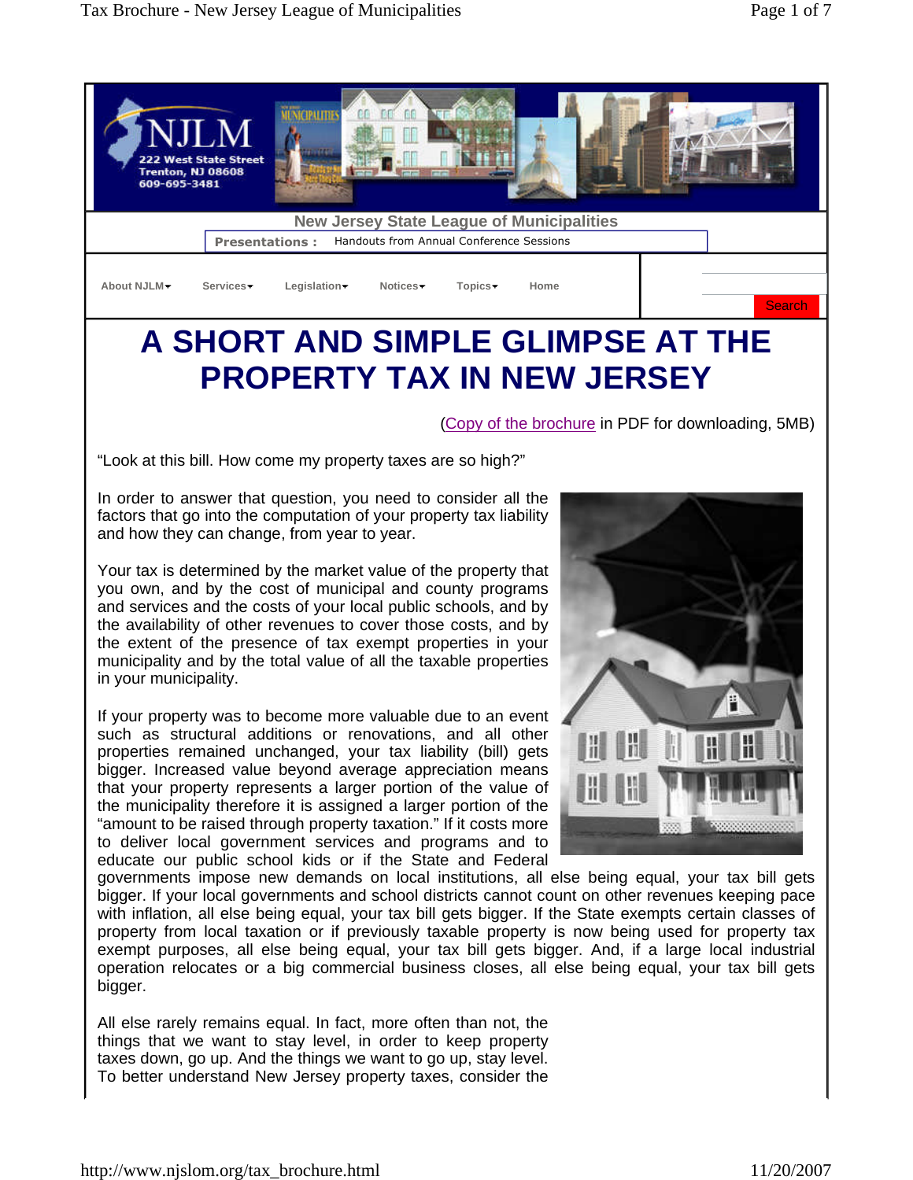NJLM
222 West State Street
Trenton, NJ 08608
609-695-3481

New Jersey State League of Municipalities

**Presentations :** Handouts from Annual Conference Sessions

About NJLM Services Legislation Notices Topics Home

Search

# A SHORT AND SIMPLE GLIMPSE AT THE PROPERTY TAX IN NEW JERSEY

(Copy of the brochure in PDF for downloading, 5MB)

"Look at this bill. How come my property taxes are so high?"

In order to answer that question, you need to consider all the factors that go into the computation of your property tax liability and how they can change, from year to year.

Your tax is determined by the market value of the property that you own, and by the cost of municipal and county programs and services and the costs of your local public schools, and by the availability of other revenues to cover those costs, and by the extent of the presence of tax exempt properties in your municipality and by the total value of all the taxable properties in your municipality.

If your property was to become more valuable due to an event such as structural additions or renovations, and all other properties remained unchanged, your tax liability (bill) gets bigger. Increased value beyond average appreciation means that your property represents a larger portion of the value of the municipality therefore it is assigned a larger portion of the "amount to be raised through property taxation." If it costs more to deliver local government services and programs and to educate our public school kids or if the State and Federal governments impose new demands on local institutions, all else being equal, your tax bill gets bigger. If your local governments and school districts cannot count on other revenues keeping pace with inflation, all else being equal, your tax bill gets bigger. If the State exempts certain classes of property from local taxation or if previously taxable property is now being used for property tax exempt purposes, all else being equal, your tax bill gets bigger. And, if a large local industrial operation relocates or a big commercial business closes, all else being equal, your tax bill gets bigger.

All else rarely remains equal. In fact, more often than not, the things that we want to stay level, in order to keep property taxes down, go up. And the things we want to go up, stay level. To better understand New Jersey property taxes, consider the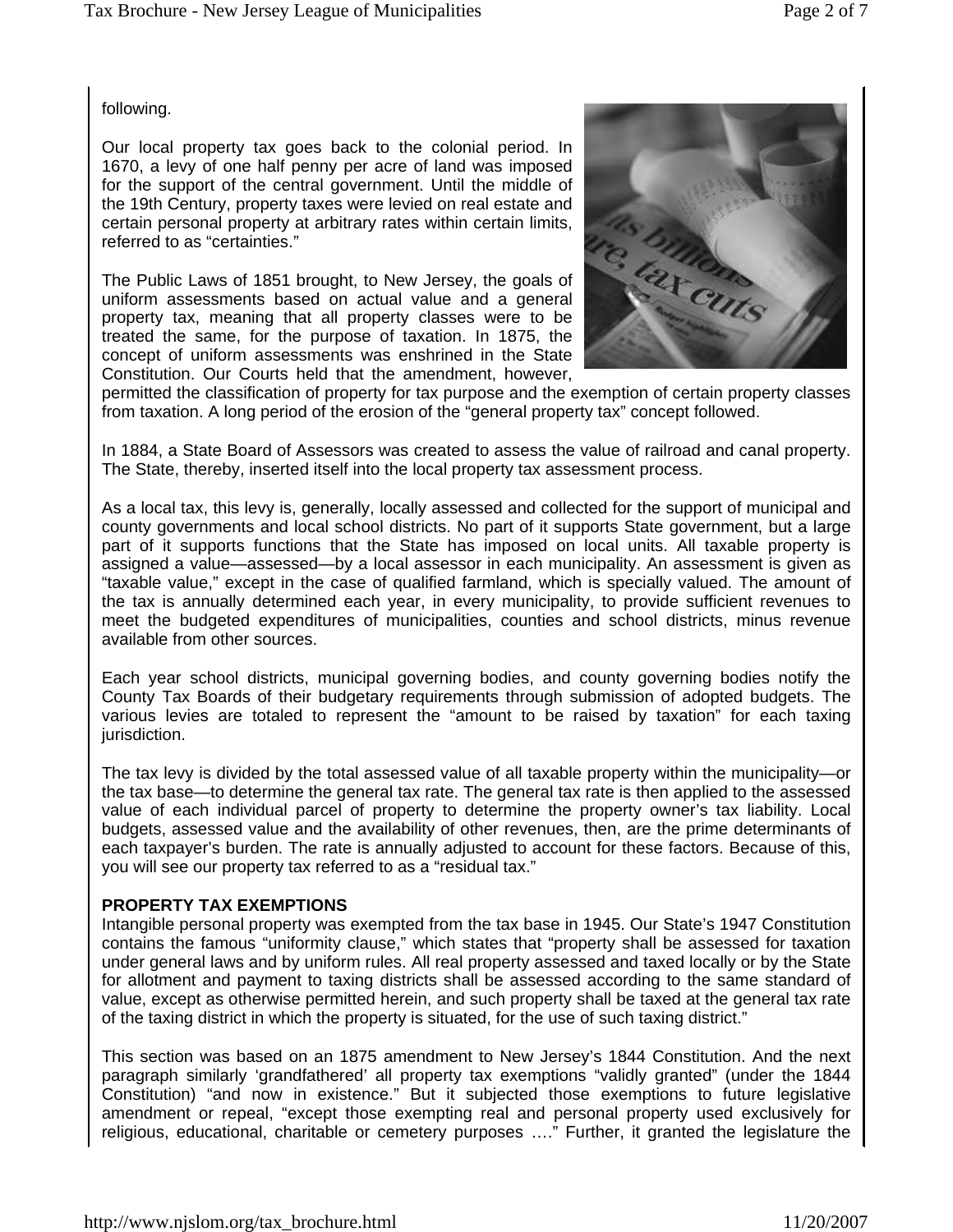following.

Our local property tax goes back to the colonial period. In 1670, a levy of one half penny per acre of land was imposed for the support of the central government. Until the middle of the 19th Century, property taxes were levied on real estate and certain personal property at arbitrary rates within certain limits, referred to as "certainties."

The Public Laws of 1851 brought, to New Jersey, the goals of uniform assessments based on actual value and a general property tax, meaning that all property classes were to be treated the same, for the purpose of taxation. In 1875, the concept of uniform assessments was enshrined in the State Constitution. Our Courts held that the amendment, however, permitted the classification of property for tax purpose and the exemption of certain property classes from taxation. A long period of the erosion of the "general property tax" concept followed.

In 1884, a State Board of Assessors was created to assess the value of railroad and canal property. The State, thereby, inserted itself into the local property tax assessment process.

As a local tax, this levy is, generally, locally assessed and collected for the support of municipal and county governments and local school districts. No part of it supports State government, but a large part of it supports functions that the State has imposed on local units. All taxable property is assigned a value—assessed—by a local assessor in each municipality. An assessment is given as "taxable value," except in the case of qualified farmland, which is specially valued. The amount of the tax is annually determined each year, in every municipality, to provide sufficient revenues to meet the budgeted expenditures of municipalities, counties and school districts, minus revenue available from other sources.

Each year school districts, municipal governing bodies, and county governing bodies notify the County Tax Boards of their budgetary requirements through submission of adopted budgets. The various levies are totaled to represent the "amount to be raised by taxation" for each taxing jurisdiction.

The tax levy is divided by the total assessed value of all taxable property within the municipality—or the tax base—to determine the general tax rate. The general tax rate is then applied to the assessed value of each individual parcel of property to determine the property owner's tax liability. Local budgets, assessed value and the availability of other revenues, then, are the prime determinants of each taxpayer's burden. The rate is annually adjusted to account for these factors. Because of this, you will see our property tax referred to as a "residual tax."

**PROPERTY TAX EXEMPTIONS**

Intangible personal property was exempted from the tax base in 1945. Our State's 1947 Constitution contains the famous "uniformity clause," which states that "property shall be assessed for taxation under general laws and by uniform rules. All real property assessed and taxed locally or by the State for allotment and payment to taxing districts shall be assessed according to the same standard of value, except as otherwise permitted herein, and such property shall be taxed at the general tax rate of the taxing district in which the property is situated, for the use of such taxing district."

This section was based on an 1875 amendment to New Jersey's 1844 Constitution. And the next paragraph similarly 'grandfathered' all property tax exemptions "validly granted" (under the 1844 Constitution) "and now in existence." But it subjected those exemptions to future legislative amendment or repeal, "except those exempting real and personal property used exclusively for religious, educational, charitable or cemetery purposes …." Further, it granted the legislature the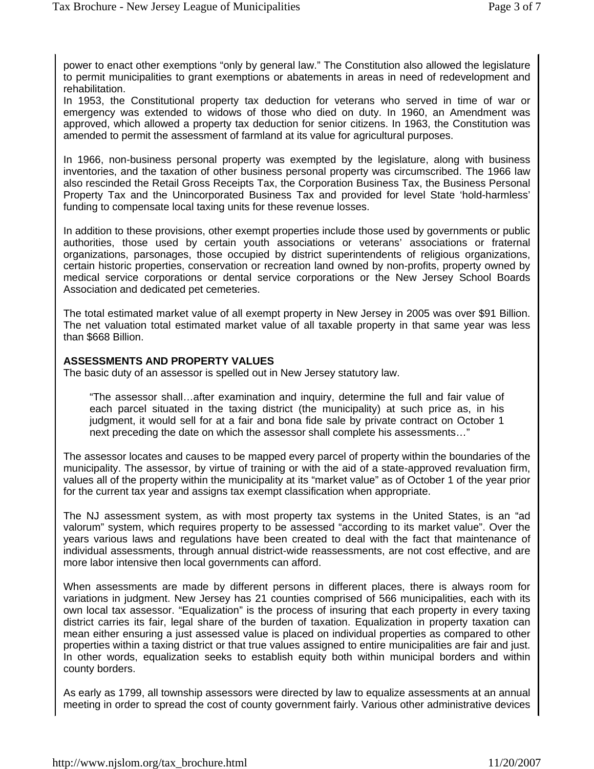power to enact other exemptions "only by general law." The Constitution also allowed the legislature to permit municipalities to grant exemptions or abatements in areas in need of redevelopment and rehabilitation.

In 1953, the Constitutional property tax deduction for veterans who served in time of war or emergency was extended to widows of those who died on duty. In 1960, an Amendment was approved, which allowed a property tax deduction for senior citizens. In 1963, the Constitution was amended to permit the assessment of farmland at its value for agricultural purposes.

In 1966, non-business personal property was exempted by the legislature, along with business inventories, and the taxation of other business personal property was circumscribed. The 1966 law also rescinded the Retail Gross Receipts Tax, the Corporation Business Tax, the Business Personal Property Tax and the Unincorporated Business Tax and provided for level State 'hold-harmless' funding to compensate local taxing units for these revenue losses.

In addition to these provisions, other exempt properties include those used by governments or public authorities, those used by certain youth associations or veterans' associations or fraternal organizations, parsonages, those occupied by district superintendents of religious organizations, certain historic properties, conservation or recreation land owned by non-profits, property owned by medical service corporations or dental service corporations or the New Jersey School Boards Association and dedicated pet cemeteries.

The total estimated market value of all exempt property in New Jersey in 2005 was over $91 Billion. The net valuation total estimated market value of all taxable property in that same year was less than $668 Billion.

**ASSESSMENTS AND PROPERTY VALUES**

The basic duty of an assessor is spelled out in New Jersey statutory law.

> "The assessor shall…after examination and inquiry, determine the full and fair value of each parcel situated in the taxing district (the municipality) at such price as, in his judgment, it would sell for at a fair and bona fide sale by private contract on October 1 next preceding the date on which the assessor shall complete his assessments…"

The assessor locates and causes to be mapped every parcel of property within the boundaries of the municipality. The assessor, by virtue of training or with the aid of a state-approved revaluation firm, values all of the property within the municipality at its "market value" as of October 1 of the year prior for the current tax year and assigns tax exempt classification when appropriate.

The NJ assessment system, as with most property tax systems in the United States, is an "ad valorum" system, which requires property to be assessed "according to its market value". Over the years various laws and regulations have been created to deal with the fact that maintenance of individual assessments, through annual district-wide reassessments, are not cost effective, and are more labor intensive then local governments can afford.

When assessments are made by different persons in different places, there is always room for variations in judgment. New Jersey has 21 counties comprised of 566 municipalities, each with its own local tax assessor. "Equalization" is the process of insuring that each property in every taxing district carries its fair, legal share of the burden of taxation. Equalization in property taxation can mean either ensuring a just assessed value is placed on individual properties as compared to other properties within a taxing district or that true values assigned to entire municipalities are fair and just. In other words, equalization seeks to establish equity both within municipal borders and within county borders.

As early as 1799, all township assessors were directed by law to equalize assessments at an annual meeting in order to spread the cost of county government fairly. Various other administrative devices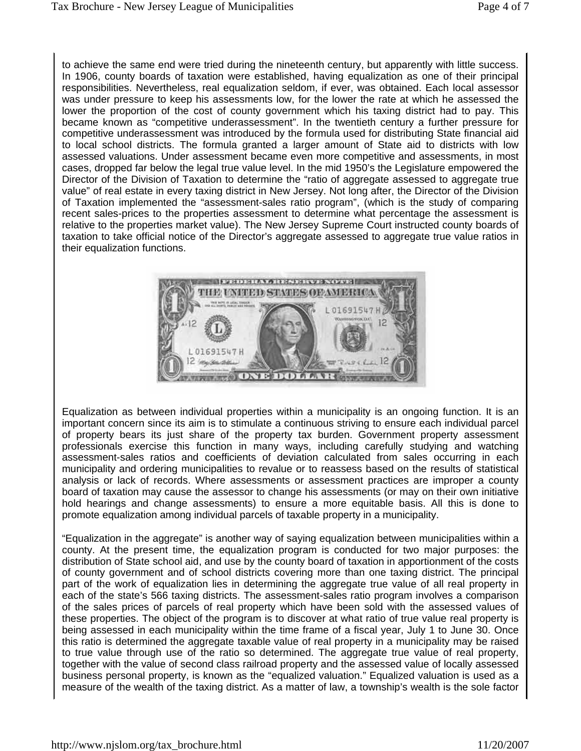to achieve the same end were tried during the nineteenth century, but apparently with little success. In 1906, county boards of taxation were established, having equalization as one of their principal responsibilities. Nevertheless, real equalization seldom, if ever, was obtained. Each local assessor was under pressure to keep his assessments low, for the lower the rate at which he assessed the lower the proportion of the cost of county government which his taxing district had to pay. This became known as "competitive underassessment". In the twentieth century a further pressure for competitive underassessment was introduced by the formula used for distributing State financial aid to local school districts. The formula granted a larger amount of State aid to districts with low assessed valuations. Under assessment became even more competitive and assessments, in most cases, dropped far below the legal true value level. In the mid 1950's the Legislature empowered the Director of the Division of Taxation to determine the "ratio of aggregate assessed to aggregate true value" of real estate in every taxing district in New Jersey. Not long after, the Director of the Division of Taxation implemented the "assessment-sales ratio program", (which is the study of comparing recent sales-prices to the properties assessment to determine what percentage the assessment is relative to the properties market value). The New Jersey Supreme Court instructed county boards of taxation to take official notice of the Director's aggregate assessed to aggregate true value ratios in their equalization functions.

Equalization as between individual properties within a municipality is an ongoing function. It is an important concern since its aim is to stimulate a continuous striving to ensure each individual parcel of property bears its just share of the property tax burden. Government property assessment professionals exercise this function in many ways, including carefully studying and watching assessment-sales ratios and coefficients of deviation calculated from sales occurring in each municipality and ordering municipalities to revalue or to reassess based on the results of statistical analysis or lack of records. Where assessments or assessment practices are improper a county board of taxation may cause the assessor to change his assessments (or may on their own initiative hold hearings and change assessments) to ensure a more equitable basis. All this is done to promote equalization among individual parcels of taxable property in a municipality.

"Equalization in the aggregate" is another way of saying equalization between municipalities within a county. At the present time, the equalization program is conducted for two major purposes: the distribution of State school aid, and use by the county board of taxation in apportionment of the costs of county government and of school districts covering more than one taxing district. The principal part of the work of equalization lies in determining the aggregate true value of all real property in each of the state's 566 taxing districts. The assessment-sales ratio program involves a comparison of the sales prices of parcels of real property which have been sold with the assessed values of these properties. The object of the program is to discover at what ratio of true value real property is being assessed in each municipality within the time frame of a fiscal year, July 1 to June 30. Once this ratio is determined the aggregate taxable value of real property in a municipality may be raised to true value through use of the ratio so determined. The aggregate true value of real property, together with the value of second class railroad property and the assessed value of locally assessed business personal property, is known as the "equalized valuation." Equalized valuation is used as a measure of the wealth of the taxing district. As a matter of law, a township's wealth is the sole factor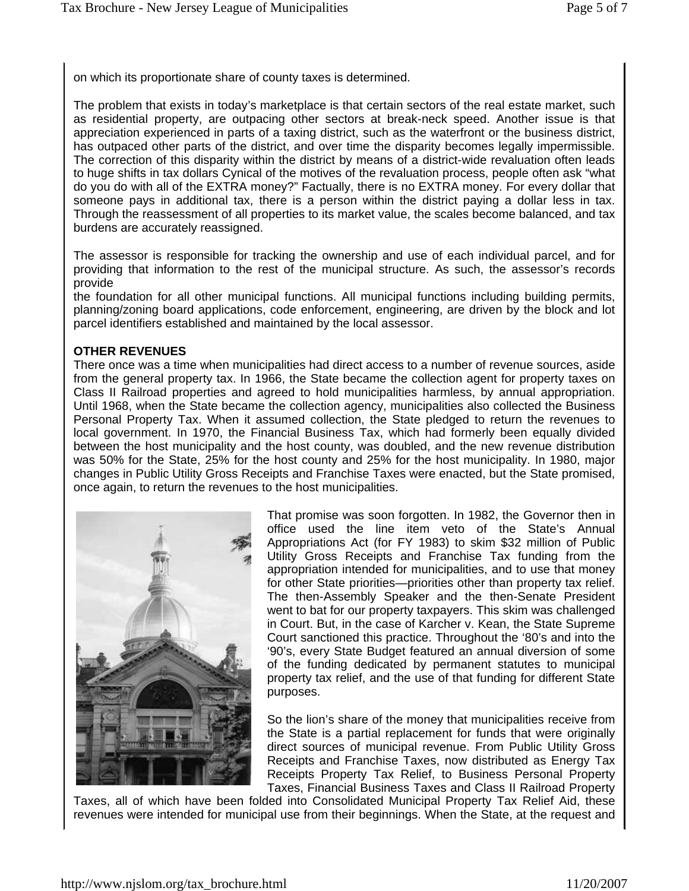on which its proportionate share of county taxes is determined.

The problem that exists in today's marketplace is that certain sectors of the real estate market, such as residential property, are outpacing other sectors at break-neck speed. Another issue is that appreciation experienced in parts of a taxing district, such as the waterfront or the business district, has outpaced other parts of the district, and over time the disparity becomes legally impermissible. The correction of this disparity within the district by means of a district-wide revaluation often leads to huge shifts in tax dollars Cynical of the motives of the revaluation process, people often ask "what do you do with all of the EXTRA money?" Factually, there is no EXTRA money. For every dollar that someone pays in additional tax, there is a person within the district paying a dollar less in tax. Through the reassessment of all properties to its market value, the scales become balanced, and tax burdens are accurately reassigned.

The assessor is responsible for tracking the ownership and use of each individual parcel, and for providing that information to the rest of the municipal structure. As such, the assessor's records provide
the foundation for all other municipal functions. All municipal functions including building permits, planning/zoning board applications, code enforcement, engineering, are driven by the block and lot parcel identifiers established and maintained by the local assessor.

**OTHER REVENUES**

There once was a time when municipalities had direct access to a number of revenue sources, aside from the general property tax. In 1966, the State became the collection agent for property taxes on Class II Railroad properties and agreed to hold municipalities harmless, by annual appropriation. Until 1968, when the State became the collection agency, municipalities also collected the Business Personal Property Tax. When it assumed collection, the State pledged to return the revenues to local government. In 1970, the Financial Business Tax, which had formerly been equally divided between the host municipality and the host county, was doubled, and the new revenue distribution was 50% for the State, 25% for the host county and 25% for the host municipality. In 1980, major changes in Public Utility Gross Receipts and Franchise Taxes were enacted, but the State promised, once again, to return the revenues to the host municipalities.

That promise was soon forgotten. In 1982, the Governor then in office used the line item veto of the State's Annual Appropriations Act (for FY 1983) to skim $32 million of Public Utility Gross Receipts and Franchise Tax funding from the appropriation intended for municipalities, and to use that money for other State priorities—priorities other than property tax relief. The then-Assembly Speaker and the then-Senate President went to bat for our property taxpayers. This skim was challenged in Court. But, in the case of Karcher v. Kean, the State Supreme Court sanctioned this practice. Throughout the '80's and into the '90's, every State Budget featured an annual diversion of some of the funding dedicated by permanent statutes to municipal property tax relief, and the use of that funding for different State purposes.

So the lion's share of the money that municipalities receive from the State is a partial replacement for funds that were originally direct sources of municipal revenue. From Public Utility Gross Receipts and Franchise Taxes, now distributed as Energy Tax Receipts Property Tax Relief, to Business Personal Property Taxes, Financial Business Taxes and Class II Railroad Property Taxes, all of which have been folded into Consolidated Municipal Property Tax Relief Aid, these revenues were intended for municipal use from their beginnings. When the State, at the request and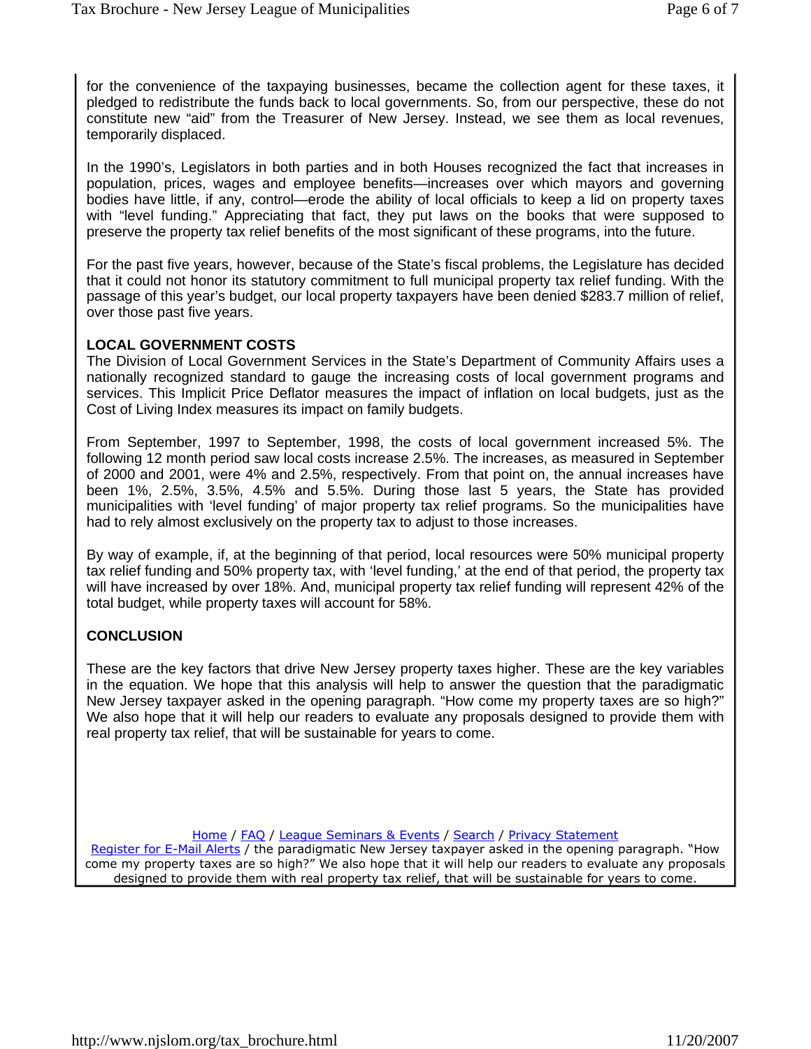for the convenience of the taxpaying businesses, became the collection agent for these taxes, it pledged to redistribute the funds back to local governments. So, from our perspective, these do not constitute new "aid" from the Treasurer of New Jersey. Instead, we see them as local revenues, temporarily displaced.

In the 1990's, Legislators in both parties and in both Houses recognized the fact that increases in population, prices, wages and employee benefits—increases over which mayors and governing bodies have little, if any, control—erode the ability of local officials to keep a lid on property taxes with "level funding." Appreciating that fact, they put laws on the books that were supposed to preserve the property tax relief benefits of the most significant of these programs, into the future.

For the past five years, however, because of the State's fiscal problems, the Legislature has decided that it could not honor its statutory commitment to full municipal property tax relief funding. With the passage of this year's budget, our local property taxpayers have been denied $283.7 million of relief, over those past five years.

**LOCAL GOVERNMENT COSTS**

The Division of Local Government Services in the State's Department of Community Affairs uses a nationally recognized standard to gauge the increasing costs of local government programs and services. This Implicit Price Deflator measures the impact of inflation on local budgets, just as the Cost of Living Index measures its impact on family budgets.

From September, 1997 to September, 1998, the costs of local government increased 5%. The following 12 month period saw local costs increase 2.5%. The increases, as measured in September of 2000 and 2001, were 4% and 2.5%, respectively. From that point on, the annual increases have been 1%, 2.5%, 3.5%, 4.5% and 5.5%. During those last 5 years, the State has provided municipalities with 'level funding' of major property tax relief programs. So the municipalities have had to rely almost exclusively on the property tax to adjust to those increases.

By way of example, if, at the beginning of that period, local resources were 50% municipal property tax relief funding and 50% property tax, with 'level funding,' at the end of that period, the property tax will have increased by over 18%. And, municipal property tax relief funding will represent 42% of the total budget, while property taxes will account for 58%.

**CONCLUSION**

These are the key factors that drive New Jersey property taxes higher. These are the key variables in the equation. We hope that this analysis will help to answer the question that the paradigmatic New Jersey taxpayer asked in the opening paragraph. "How come my property taxes are so high?" We also hope that it will help our readers to evaluate any proposals designed to provide them with real property tax relief, that will be sustainable for years to come.

Home / FAQ / League Seminars & Events / Search / Privacy Statement
Register for E-Mail Alerts / the paradigmatic New Jersey taxpayer asked in the opening paragraph. "How come my property taxes are so high?" We also hope that it will help our readers to evaluate any proposals designed to provide them with real property tax relief, that will be sustainable for years to come.